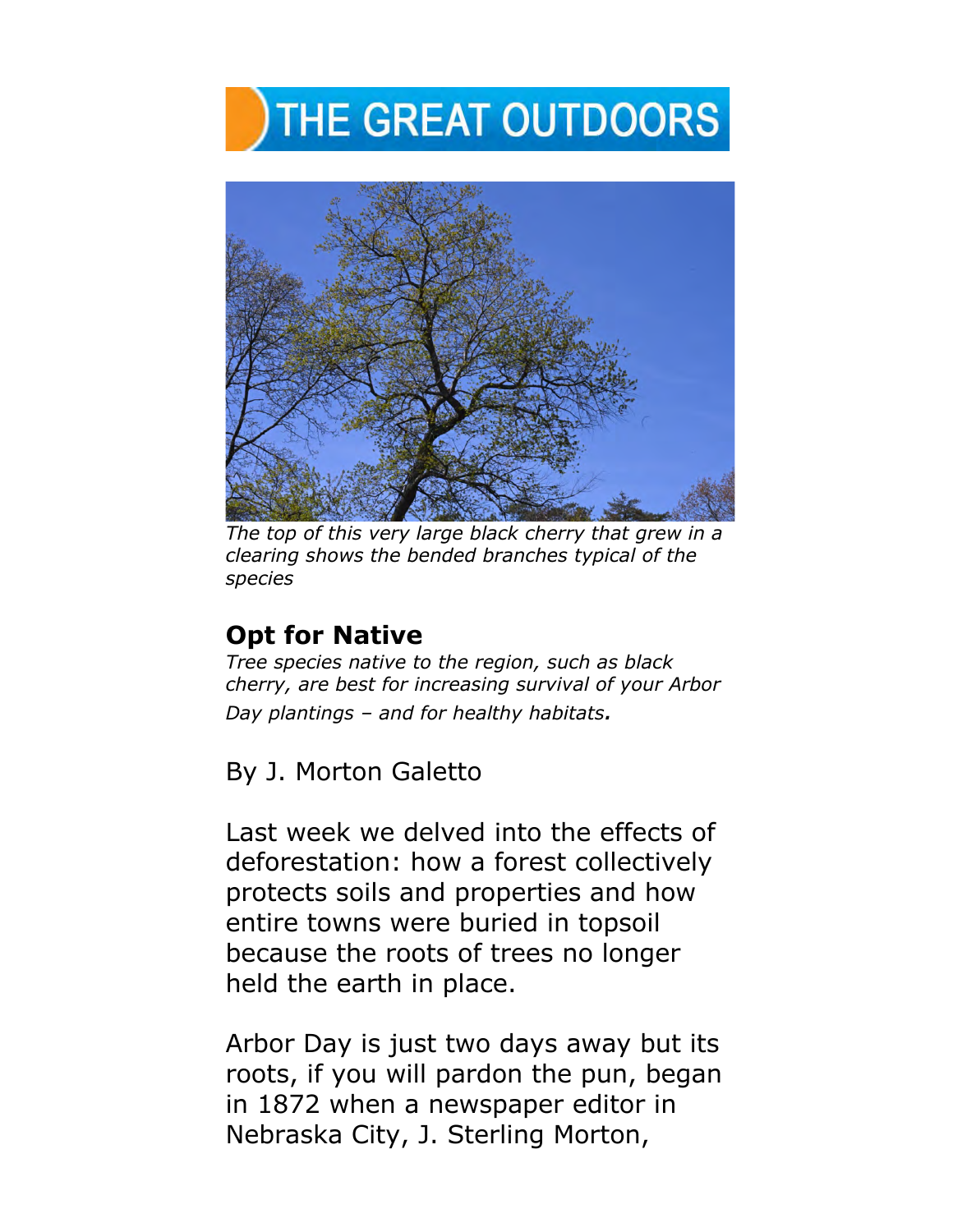# THE GREAT OUTDOORS

*The top of this very large black cherry that grew in a clearing shows the bended branches typical of the species*

## Opt for Native

*Tree species native to the region, such as black cherry, are best for increasing survival of your Arbor Day plantings – and for healthy habitats.*

By J. Morton Galetto

Last week we delved into the effects of deforestation: how a forest collectively protects soils and properties and how entire towns were buried in topsoil because the roots of trees no longer held the earth in place.

Arbor Day is just two days away but its roots, if you will pardon the pun, began in 1872 when a newspaper editor in Nebraska City, J. Sterling Morton,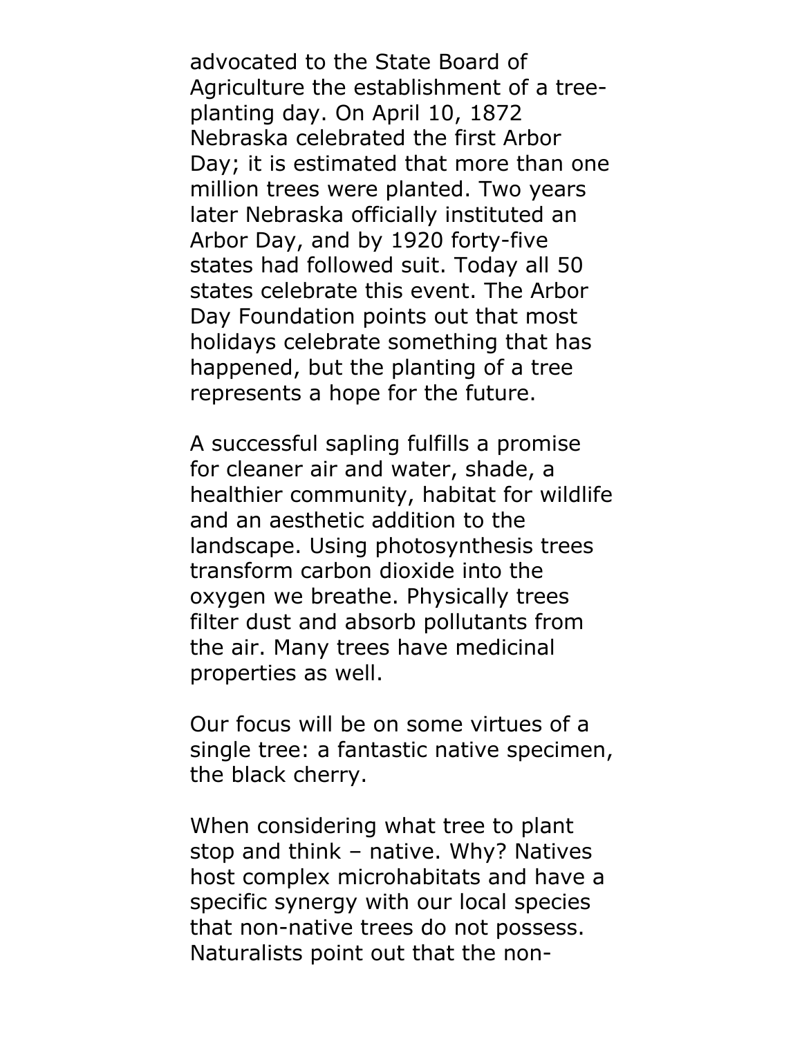advocated to the State Board of Agriculture the establishment of a tree-planting day. On April 10, 1872 Nebraska celebrated the first Arbor Day; it is estimated that more than one million trees were planted. Two years later Nebraska officially instituted an Arbor Day, and by 1920 forty-five states had followed suit. Today all 50 states celebrate this event. The Arbor Day Foundation points out that most holidays celebrate something that has happened, but the planting of a tree represents a hope for the future.

A successful sapling fulfills a promise for cleaner air and water, shade, a healthier community, habitat for wildlife and an aesthetic addition to the landscape. Using photosynthesis trees transform carbon dioxide into the oxygen we breathe. Physically trees filter dust and absorb pollutants from the air. Many trees have medicinal properties as well.

Our focus will be on some virtues of a single tree: a fantastic native specimen, the black cherry.

When considering what tree to plant stop and think – native. Why? Natives host complex microhabitats and have a specific synergy with our local species that non-native trees do not possess. Naturalists point out that the non-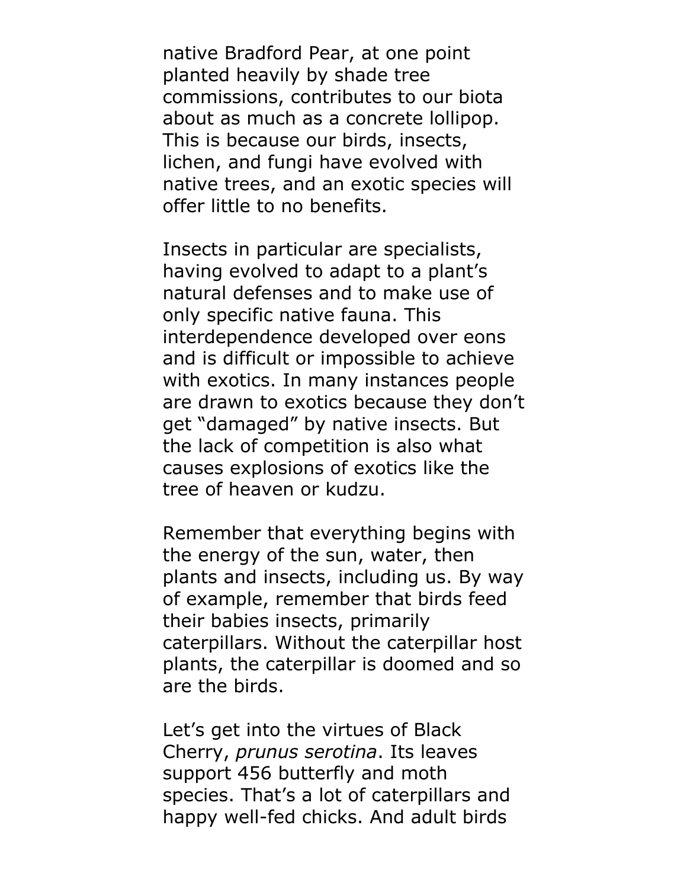native Bradford Pear, at one point planted heavily by shade tree commissions, contributes to our biota about as much as a concrete lollipop. This is because our birds, insects, lichen, and fungi have evolved with native trees, and an exotic species will offer little to no benefits.

Insects in particular are specialists, having evolved to adapt to a plant's natural defenses and to make use of only specific native fauna. This interdependence developed over eons and is difficult or impossible to achieve with exotics. In many instances people are drawn to exotics because they don't get "damaged" by native insects. But the lack of competition is also what causes explosions of exotics like the tree of heaven or kudzu.

Remember that everything begins with the energy of the sun, water, then plants and insects, including us. By way of example, remember that birds feed their babies insects, primarily caterpillars. Without the caterpillar host plants, the caterpillar is doomed and so are the birds.

Let's get into the virtues of Black Cherry, *prunus serotina*. Its leaves support 456 butterfly and moth species. That's a lot of caterpillars and happy well-fed chicks. And adult birds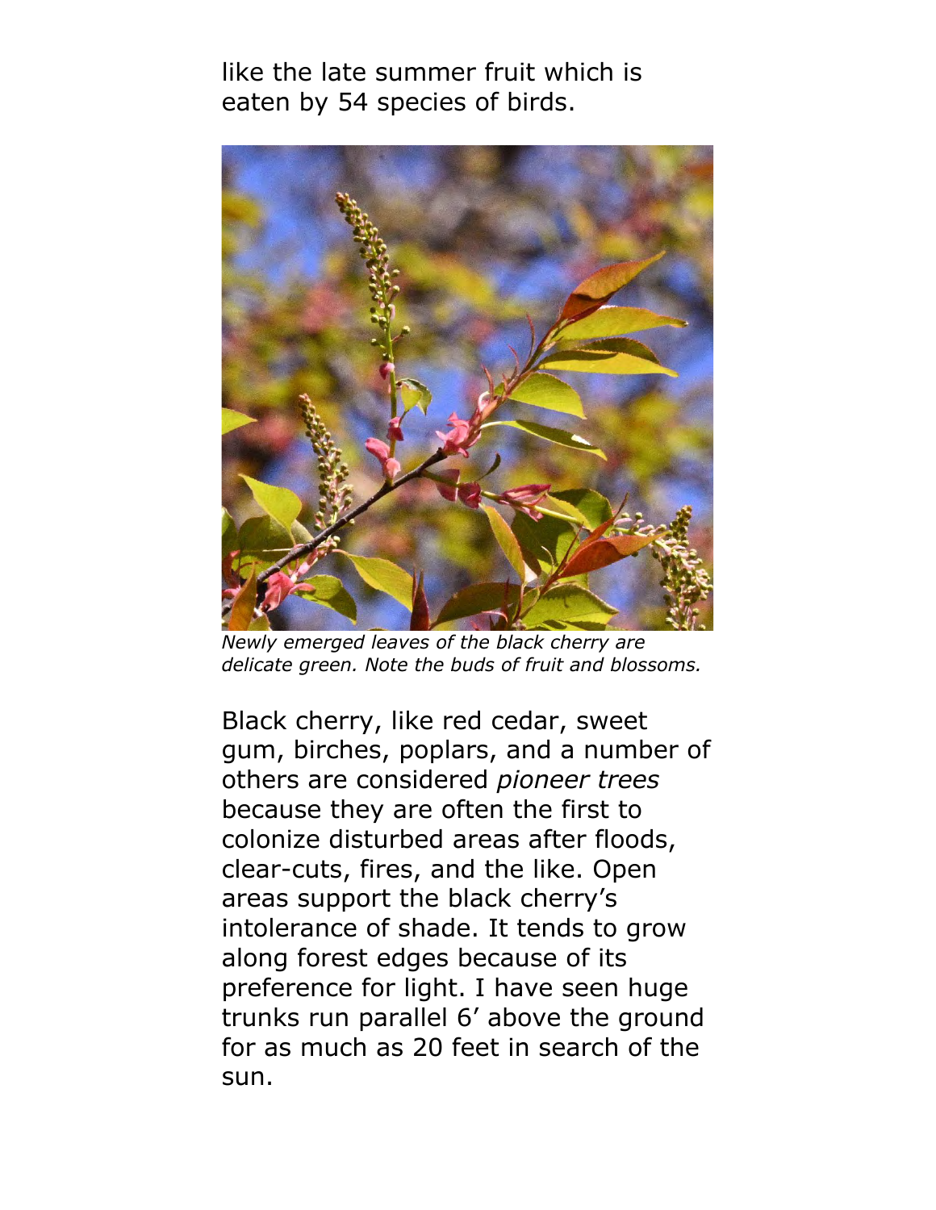like the late summer fruit which is eaten by 54 species of birds.

*Newly emerged leaves of the black cherry are delicate green. Note the buds of fruit and blossoms.*

Black cherry, like red cedar, sweet gum, birches, poplars, and a number of others are considered *pioneer trees* because they are often the first to colonize disturbed areas after floods, clear-cuts, fires, and the like. Open areas support the black cherry's intolerance of shade. It tends to grow along forest edges because of its preference for light. I have seen huge trunks run parallel 6' above the ground for as much as 20 feet in search of the sun.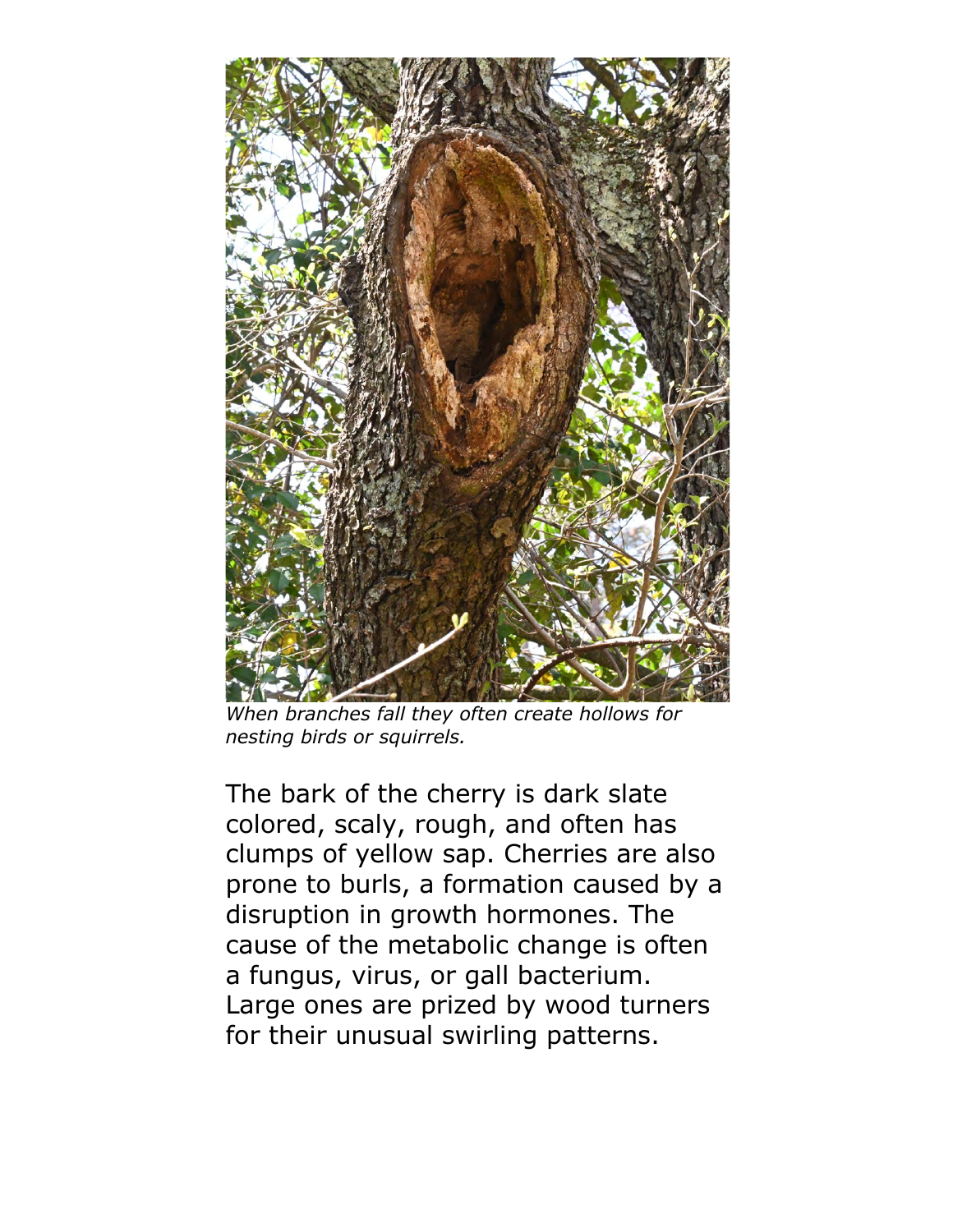*When branches fall they often create hollows for nesting birds or squirrels.*

The bark of the cherry is dark slate colored, scaly, rough, and often has clumps of yellow sap. Cherries are also prone to burls, a formation caused by a disruption in growth hormones. The cause of the metabolic change is often a fungus, virus, or gall bacterium. Large ones are prized by wood turners for their unusual swirling patterns.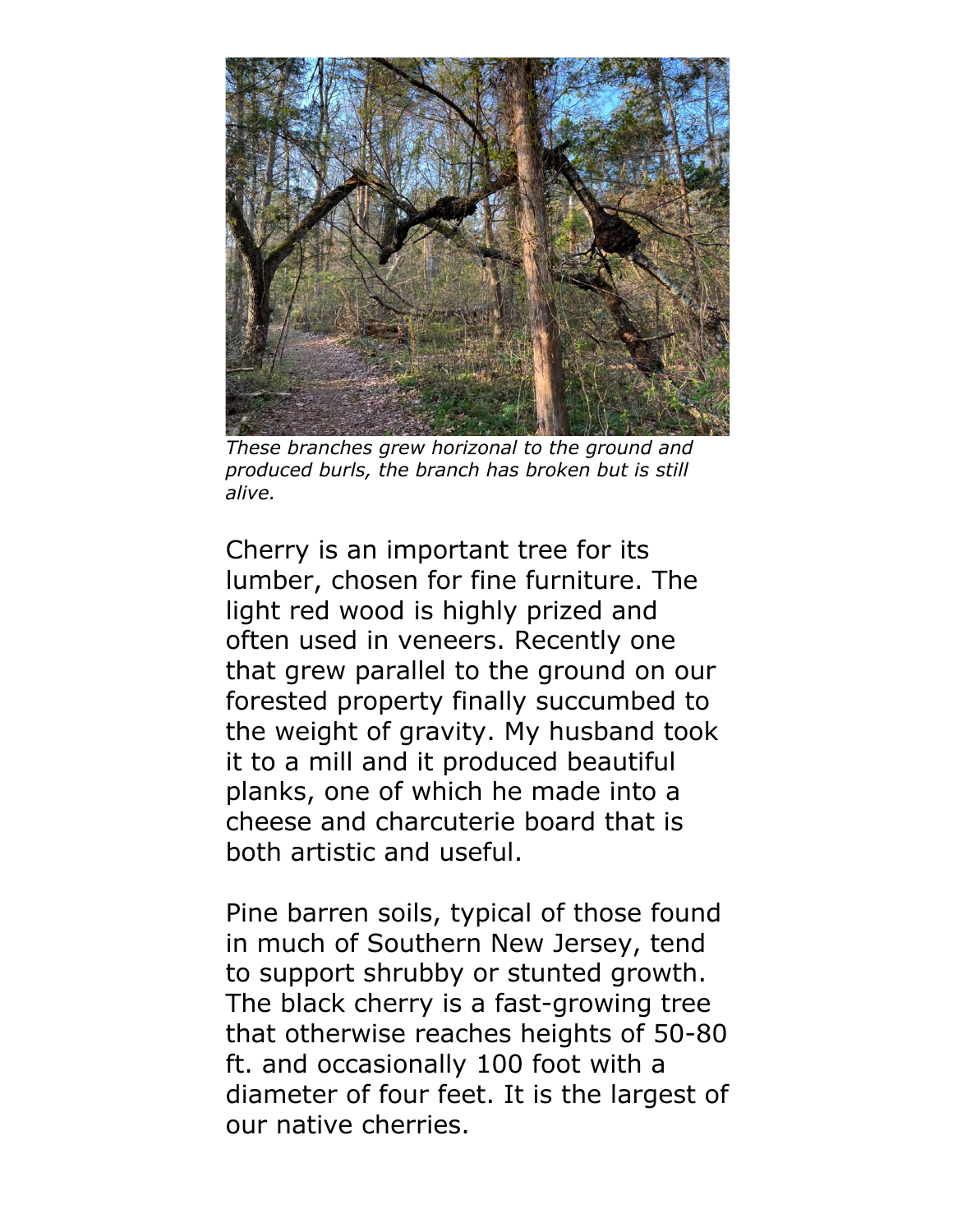*These branches grew horizonal to the ground and produced burls, the branch has broken but is still alive.*

Cherry is an important tree for its lumber, chosen for fine furniture. The light red wood is highly prized and often used in veneers. Recently one that grew parallel to the ground on our forested property finally succumbed to the weight of gravity. My husband took it to a mill and it produced beautiful planks, one of which he made into a cheese and charcuterie board that is both artistic and useful.

Pine barren soils, typical of those found in much of Southern New Jersey, tend to support shrubby or stunted growth. The black cherry is a fast-growing tree that otherwise reaches heights of 50-80 ft. and occasionally 100 foot with a diameter of four feet. It is the largest of our native cherries.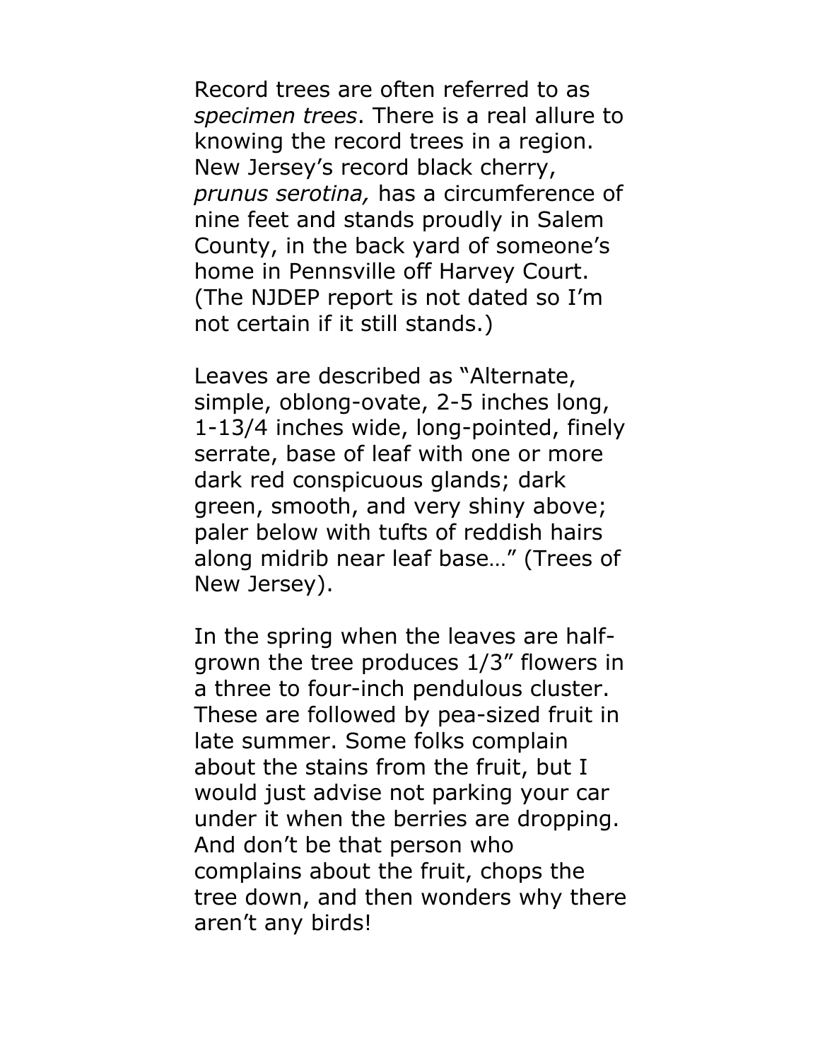Record trees are often referred to as *specimen trees*. There is a real allure to knowing the record trees in a region. New Jersey's record black cherry, *prunus serotina,* has a circumference of nine feet and stands proudly in Salem County, in the back yard of someone's home in Pennsville off Harvey Court. (The NJDEP report is not dated so I'm not certain if it still stands.)

Leaves are described as "Alternate, simple, oblong-ovate, 2-5 inches long, 1-13/4 inches wide, long-pointed, finely serrate, base of leaf with one or more dark red conspicuous glands; dark green, smooth, and very shiny above; paler below with tufts of reddish hairs along midrib near leaf base…" (Trees of New Jersey).

In the spring when the leaves are half-grown the tree produces 1/3" flowers in a three to four-inch pendulous cluster. These are followed by pea-sized fruit in late summer. Some folks complain about the stains from the fruit, but I would just advise not parking your car under it when the berries are dropping. And don't be that person who complains about the fruit, chops the tree down, and then wonders why there aren't any birds!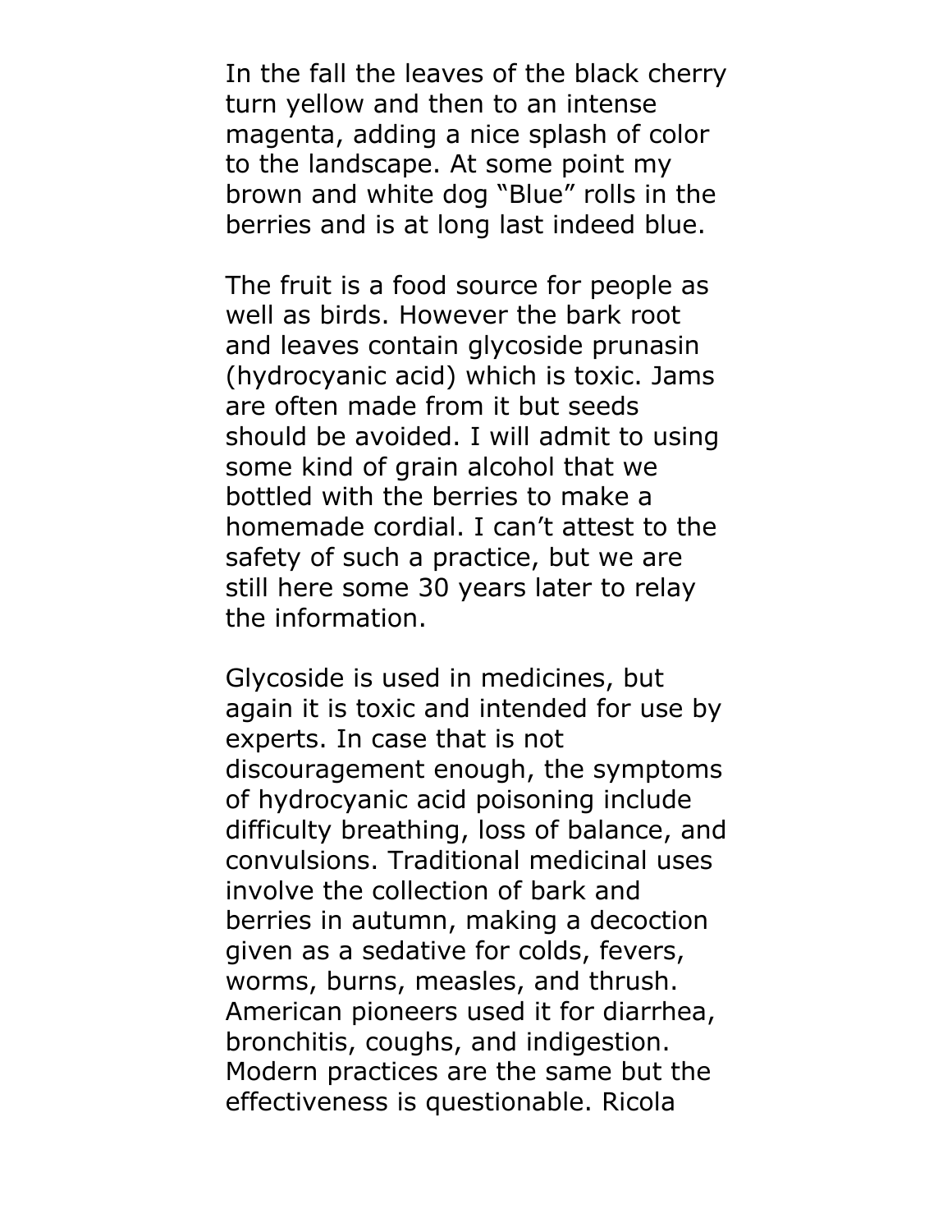In the fall the leaves of the black cherry turn yellow and then to an intense magenta, adding a nice splash of color to the landscape. At some point my brown and white dog "Blue" rolls in the berries and is at long last indeed blue.

The fruit is a food source for people as well as birds. However the bark root and leaves contain glycoside prunasin (hydrocyanic acid) which is toxic. Jams are often made from it but seeds should be avoided. I will admit to using some kind of grain alcohol that we bottled with the berries to make a homemade cordial. I can't attest to the safety of such a practice, but we are still here some 30 years later to relay the information.

Glycoside is used in medicines, but again it is toxic and intended for use by experts. In case that is not discouragement enough, the symptoms of hydrocyanic acid poisoning include difficulty breathing, loss of balance, and convulsions. Traditional medicinal uses involve the collection of bark and berries in autumn, making a decoction given as a sedative for colds, fevers, worms, burns, measles, and thrush. American pioneers used it for diarrhea, bronchitis, coughs, and indigestion. Modern practices are the same but the effectiveness is questionable. Ricola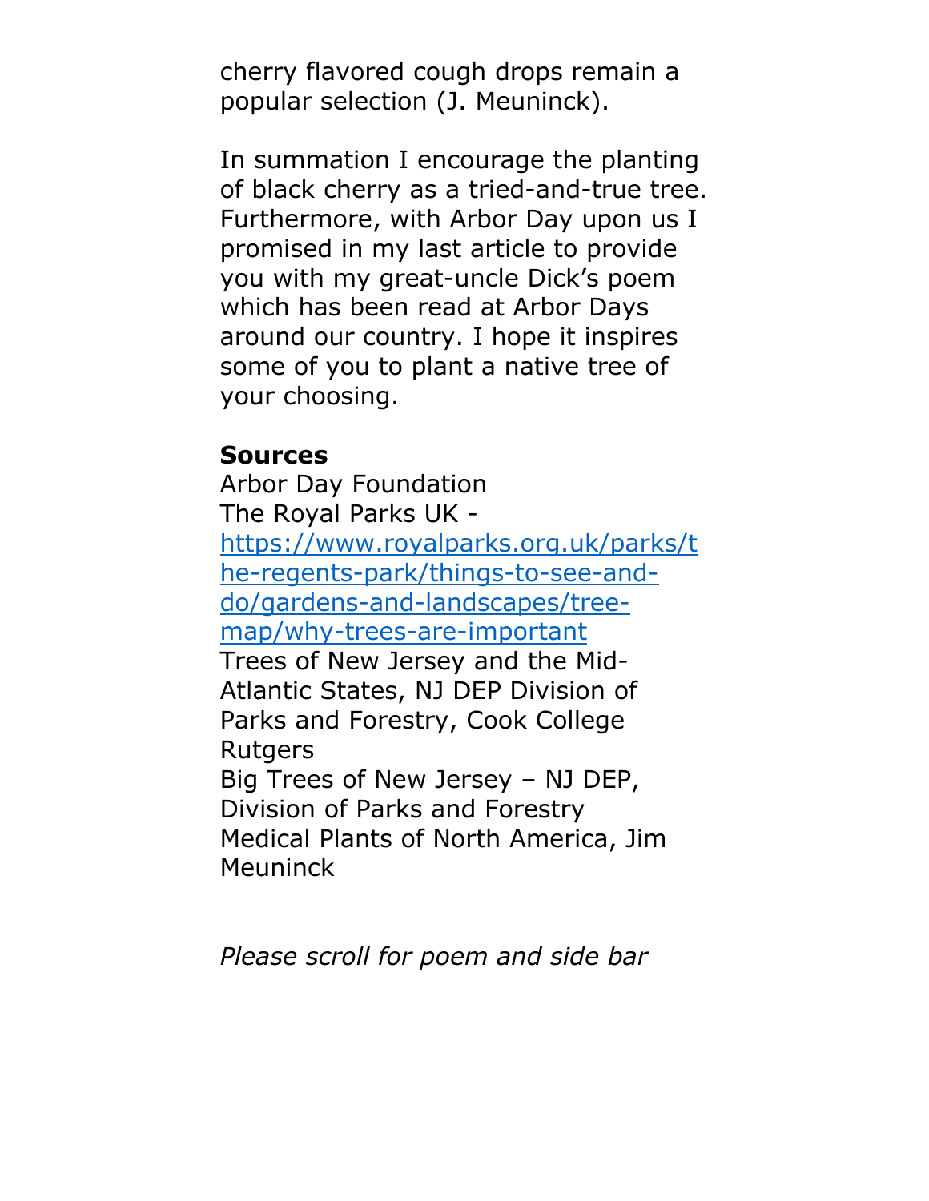cherry flavored cough drops remain a popular selection (J. Meuninck).

In summation I encourage the planting of black cherry as a tried-and-true tree. Furthermore, with Arbor Day upon us I promised in my last article to provide you with my great-uncle Dick's poem which has been read at Arbor Days around our country. I hope it inspires some of you to plant a native tree of your choosing.

**Sources**

Arbor Day Foundation

The Royal Parks UK - [https://www.royalparks.org.uk/parks/the-regents-park/things-to-see-and-do/gardens-and-landscapes/tree-map/why-trees-are-important](https://www.royalparks.org.uk/parks/the-regents-park/things-to-see-and-do/gardens-and-landscapes/tree-map/why-trees-are-important)

Trees of New Jersey and the Mid-Atlantic States, NJ DEP Division of Parks and Forestry, Cook College Rutgers

Big Trees of New Jersey – NJ DEP, Division of Parks and Forestry

Medical Plants of North America, Jim Meuninck

*Please scroll for poem and side bar*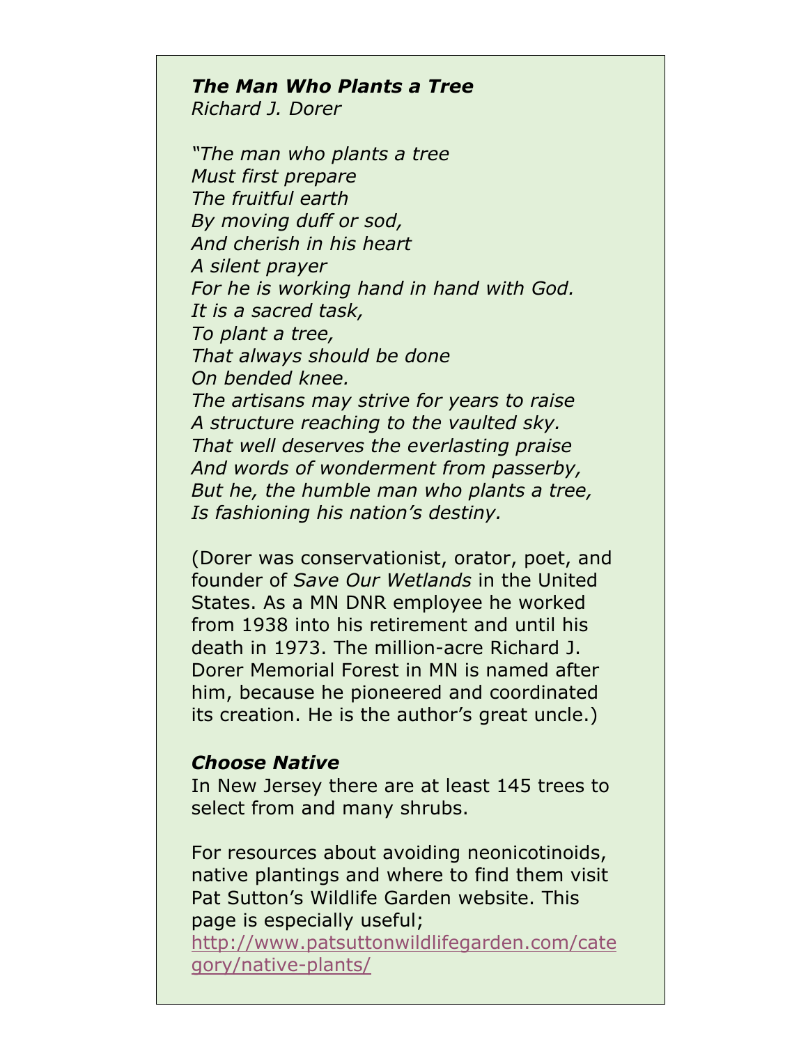***The Man Who Plants a Tree***
*Richard J. Dorer*

*"The man who plants a tree*
*Must first prepare*
*The fruitful earth*
*By moving duff or sod,*
*And cherish in his heart*
*A silent prayer*
*For he is working hand in hand with God.*
*It is a sacred task,*
*To plant a tree,*
*That always should be done*
*On bended knee.*
*The artisans may strive for years to raise*
*A structure reaching to the vaulted sky.*
*That well deserves the everlasting praise*
*And words of wonderment from passerby,*
*But he, the humble man who plants a tree,*
*Is fashioning his nation's destiny.*

(Dorer was conservationist, orator, poet, and founder of *Save Our Wetlands* in the United States. As a MN DNR employee he worked from 1938 into his retirement and until his death in 1973. The million-acre Richard J. Dorer Memorial Forest in MN is named after him, because he pioneered and coordinated its creation. He is the author's great uncle.)

***Choose Native***

In New Jersey there are at least 145 trees to select from and many shrubs.

For resources about avoiding neonicotinoids, native plantings and where to find them visit Pat Sutton's Wildlife Garden website. This page is especially useful; http://www.patsuttonwildlifegarden.com/category/native-plants/